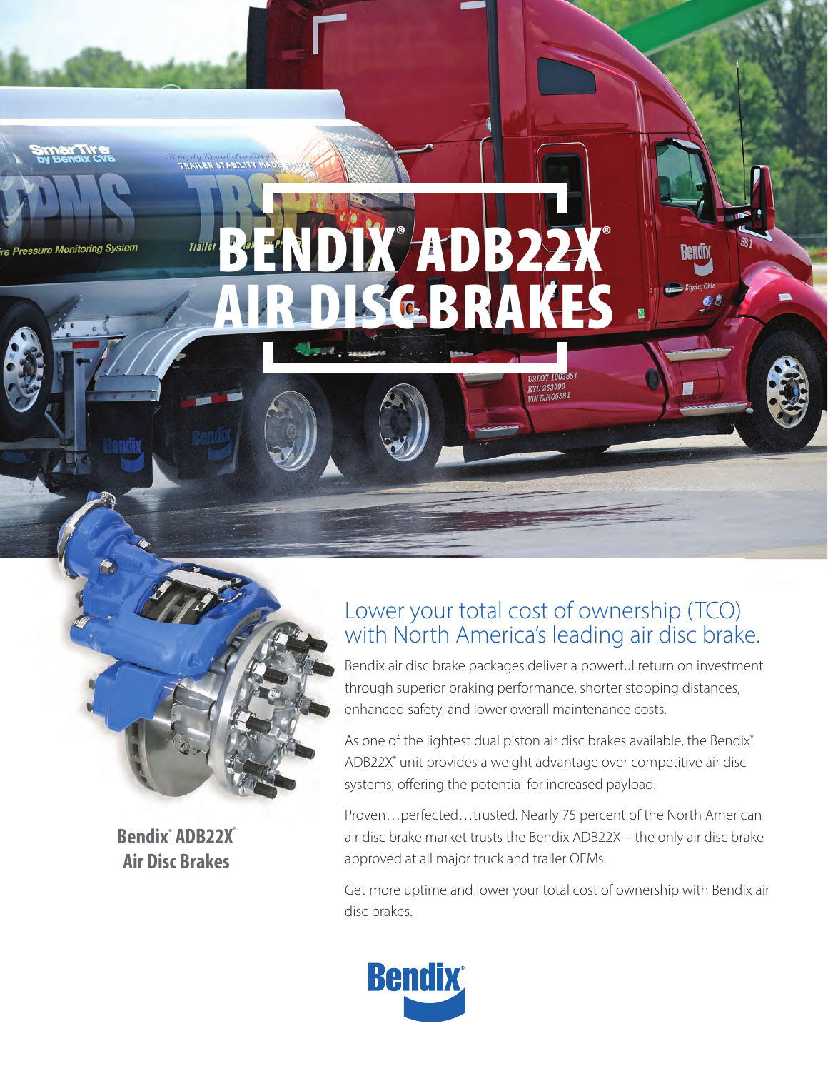# BENDIX® ADB22X® AIR DISC BRAKES

**Bendix® ADB22X® Air Disc Brakes**

## Lower your total cost of ownership (TCO) with North America's leading air disc brake.

Bendix air disc brake packages deliver a powerful return on investment through superior braking performance, shorter stopping distances, enhanced safety, and lower overall maintenance costs.

As one of the lightest dual piston air disc brakes available, the Bendix® ADB22X® unit provides a weight advantage over competitive air disc systems, offering the potential for increased payload.

Proven…perfected…trusted. Nearly 75 percent of the North American air disc brake market trusts the Bendix ADB22X – the only air disc brake approved at all major truck and trailer OEMs.

Get more uptime and lower your total cost of ownership with Bendix air disc brakes.

Bendix®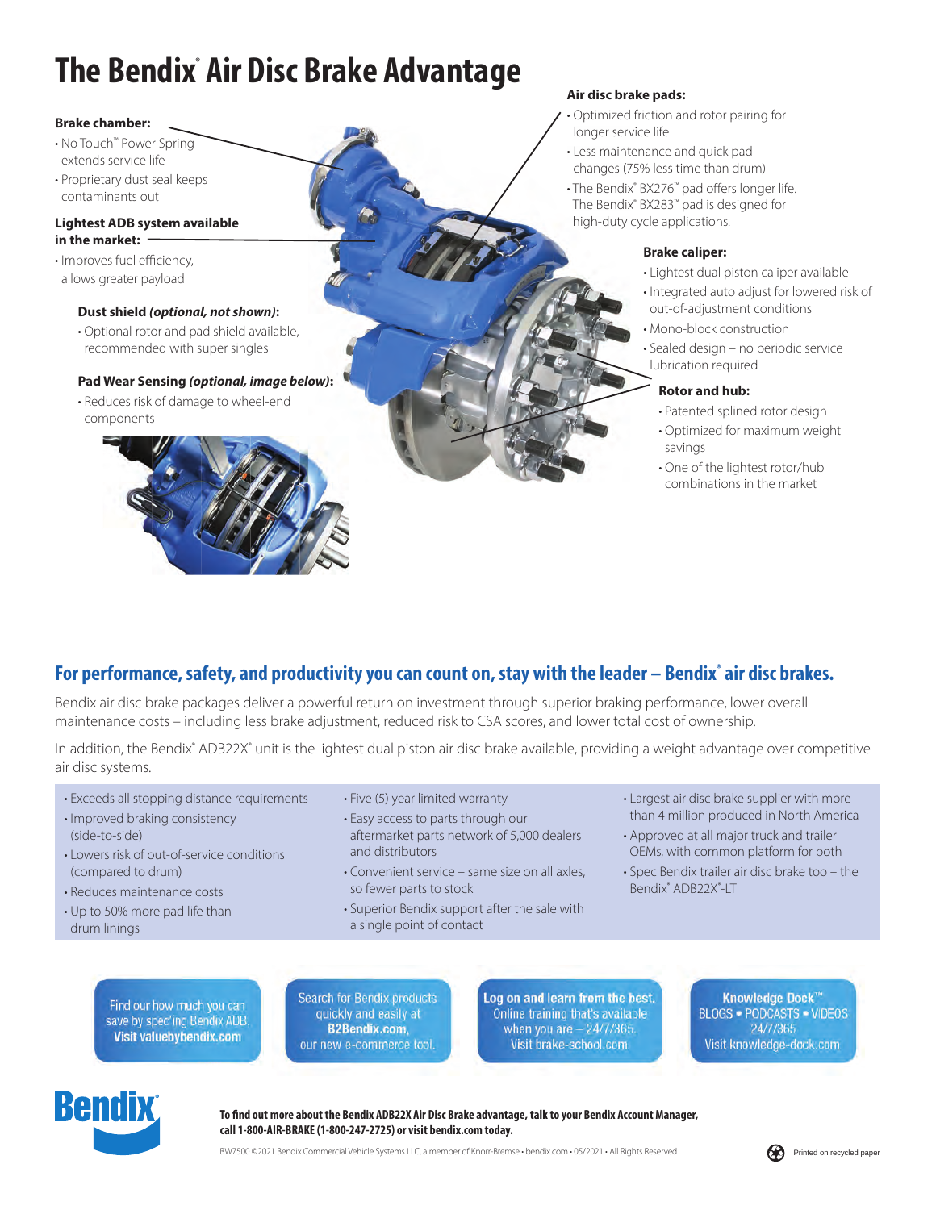# The Bendix® Air Disc Brake Advantage

**Brake chamber:**
- No Touch™ Power Spring extends service life
- Proprietary dust seal keeps contaminants out

**Lightest ADB system available in the market:**
- Improves fuel efficiency, allows greater payload

**Dust shield *(optional, not shown)*:**
- Optional rotor and pad shield available, recommended with super singles

**Pad Wear Sensing *(optional, image below)*:**
- Reduces risk of damage to wheel-end components

**Air disc brake pads:**
- Optimized friction and rotor pairing for longer service life
- Less maintenance and quick pad changes (75% less time than drum)
- The Bendix® BX276™ pad offers longer life. The Bendix® BX283™ pad is designed for high-duty cycle applications.

**Brake caliper:**
- Lightest dual piston caliper available
- Integrated auto adjust for lowered risk of out-of-adjustment conditions
- Mono-block construction
- Sealed design – no periodic service lubrication required

**Rotor and hub:**
- Patented splined rotor design
- Optimized for maximum weight savings
- One of the lightest rotor/hub combinations in the market

## For performance, safety, and productivity you can count on, stay with the leader – Bendix® air disc brakes.

Bendix air disc brake packages deliver a powerful return on investment through superior braking performance, lower overall maintenance costs – including less brake adjustment, reduced risk to CSA scores, and lower total cost of ownership.

In addition, the Bendix® ADB22X® unit is the lightest dual piston air disc brake available, providing a weight advantage over competitive air disc systems.

- Exceeds all stopping distance requirements
- Improved braking consistency (side-to-side)
- Lowers risk of out-of-service conditions (compared to drum)
- Reduces maintenance costs
- Up to 50% more pad life than drum linings
- Five (5) year limited warranty
- Easy access to parts through our aftermarket parts network of 5,000 dealers and distributors
- Convenient service – same size on all axles, so fewer parts to stock
- Superior Bendix support after the sale with a single point of contact
- Largest air disc brake supplier with more than 4 million produced in North America
- Approved at all major truck and trailer OEMs, with common platform for both
- Spec Bendix trailer air disc brake too – the Bendix® ADB22X®-LT

Find our how much you can save by spec'ing Bendix ADB. **Visit valuebybendix.com**

Search for Bendix products quickly and easily at **B2Bendix.com**, our new e-commerce tool.

**Log on and learn from the best.** Online training that's available when you are – 24/7/365. Visit brake-school.com

**Knowledge Dock™** BLOGS • PODCASTS • VIDEOS 24/7/365 Visit knowledge-dock.com

Bendix®

**To find out more about the Bendix ADB22X Air Disc Brake advantage, talk to your Bendix Account Manager, call 1-800-AIR-BRAKE (1-800-247-2725) or visit bendix.com today.**

BW7500 ©2021 Bendix Commercial Vehicle Systems LLC, a member of Knorr-Bremse • bendix.com • 05/2021 • All Rights Reserved

Printed on recycled paper